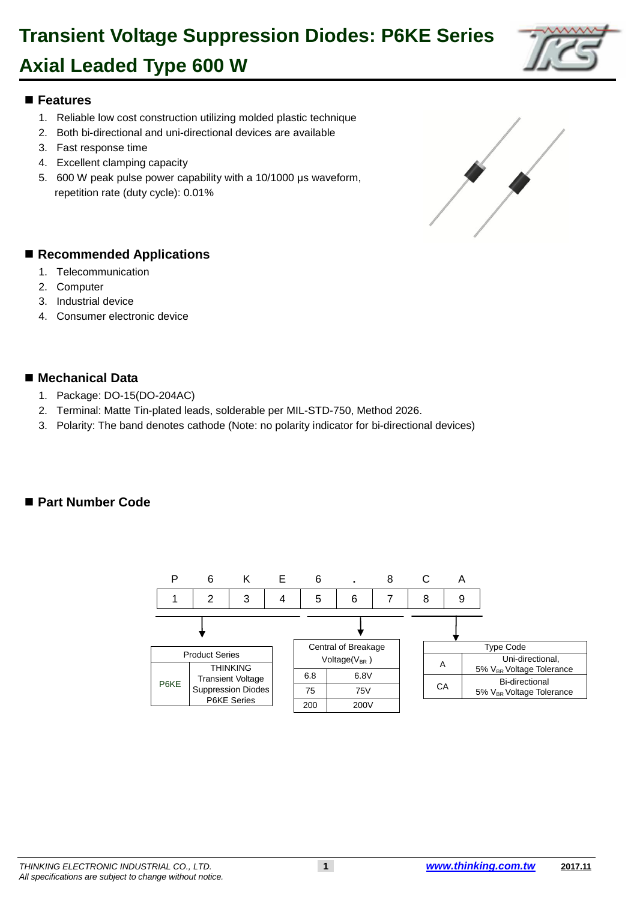# Transient Voltage Suppression Diodes: P6KE Series

# Axial Leaded Type 600 W

## Features

1. Reliable low cost construction utilizing molded plastic technique
2. Both bi-directional and uni-directional devices are available
3. Fast response time
4. Excellent clamping capacity
5. 600 W peak pulse power capability with a 10/1000 μs waveform, repetition rate (duty cycle): 0.01%

## Recommended Applications

1. Telecommunication
2. Computer
3. Industrial device
4. Consumer electronic device

## Mechanical Data

1. Package: DO-15(DO-204AC)
2. Terminal: Matte Tin-plated leads, solderable per MIL-STD-750, Method 2026.
3. Polarity: The band denotes cathode (Note: no polarity indicator for bi-directional devices)

## Part Number Code

| P | 6 | K | E | 6 | . | 8 | C | A |
|---|---|---|---|---|---|---|---|---|
| 1 | 2 | 3 | 4 | 5 | 6 | 7 | 8 | 9 |

Positions 1–4:

| Product Series | |
|---|---|
| P6KE | THINKING Transient Voltage Suppression Diodes P6KE Series |

Positions 5–7:

| Central of Breakage Voltage($V_{BR}$) | |
|---|---|
| 6.8 | 6.8V |
| 75 | 75V |
| 200 | 200V |

Positions 8–9:

| Type Code | |
|---|---|
| A | Uni-directional, 5% $V_{BR}$ Voltage Tolerance |
| CA | Bi-directional 5% $V_{BR}$ Voltage Tolerance |

*THINKING ELECTRONIC INDUSTRIAL CO., LTD.*
*All specifications are subject to change without notice.*

[www.thinking.com.tw](http://www.thinking.com.tw) 2017.11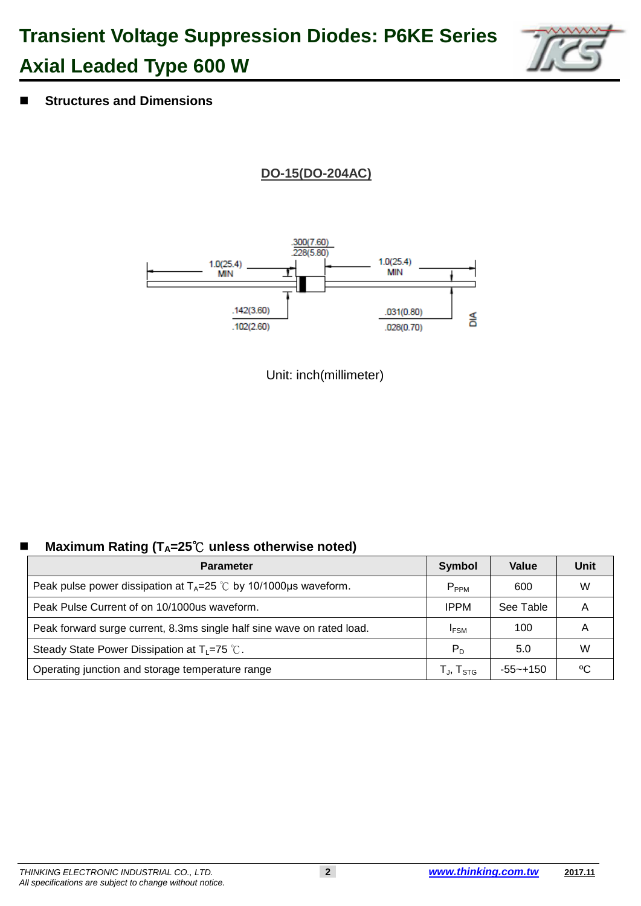# Transient Voltage Suppression Diodes: P6KE Series
# Axial Leaded Type 600 W

## Structures and Dimensions

**DO-15(DO-204AC)**

.300(7.60)
.228(5.80)

1.0(25.4)
MIN

1.0(25.4)
MIN

.142(3.60)
.102(2.60)

.031(0.80)
.028(0.70)

DIA

Unit: inch(millimeter)

## Maximum Rating ($T_A$=25℃ unless otherwise noted)

| Parameter | Symbol | Value | Unit |
|---|---|---|---|
| Peak pulse power dissipation at $T_A$=25 ℃ by 10/1000μs waveform. | $P_{PPM}$ | 600 | W |
| Peak Pulse Current of on 10/1000us waveform. | IPPM | See Table | A |
| Peak forward surge current, 8.3ms single half sine wave on rated load. | $I_{FSM}$ | 100 | A |
| Steady State Power Dissipation at $T_L$=75 ℃. | $P_D$ | 5.0 | W |
| Operating junction and storage temperature range | $T_J$, $T_{STG}$ | -55~+150 | ºC |

*THINKING ELECTRONIC INDUSTRIAL CO., LTD.*
*All specifications are subject to change without notice.*

**www.thinking.com.tw** **2017.11**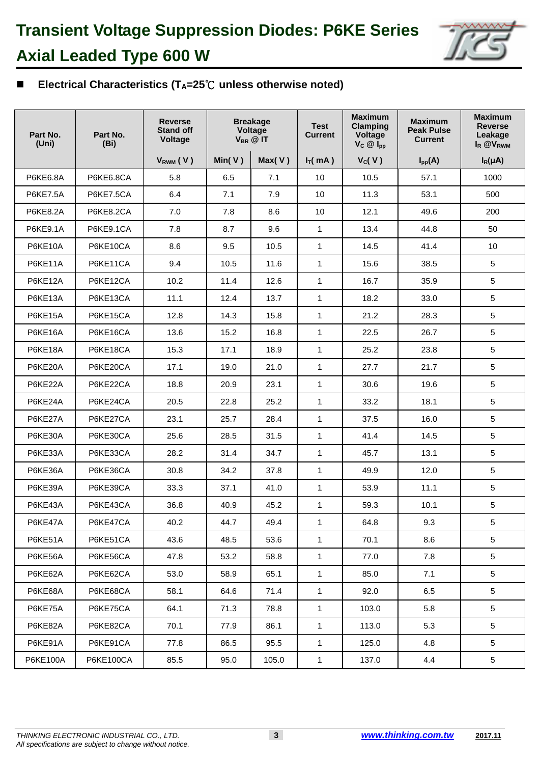# Transient Voltage Suppression Diodes: P6KE Series

# Axial Leaded Type 600 W

## ■ Electrical Characteristics ($T_A$=25℃ unless otherwise noted)

| Part No. (Uni) | Part No. (Bi) | Reverse Stand off Voltage | Breakage Voltage $V_{BR}$ @ IT | | Test Current | Maximum Clamping Voltage $V_C$ @ $I_{pp}$ | Maximum Peak Pulse Current | Maximum Reverse Leakage $I_R$ @$V_{RWM}$ |
|---|---|---|---|---|---|---|---|---|
| | | $V_{RWM}$ ( V ) | Min( V ) | Max( V ) | $I_T$( mA ) | $V_C$( V ) | $I_{pp}$(A) | $I_R$(μA) |
| P6KE6.8A | P6KE6.8CA | 5.8 | 6.5 | 7.1 | 10 | 10.5 | 57.1 | 1000 |
| P6KE7.5A | P6KE7.5CA | 6.4 | 7.1 | 7.9 | 10 | 11.3 | 53.1 | 500 |
| P6KE8.2A | P6KE8.2CA | 7.0 | 7.8 | 8.6 | 10 | 12.1 | 49.6 | 200 |
| P6KE9.1A | P6KE9.1CA | 7.8 | 8.7 | 9.6 | 1 | 13.4 | 44.8 | 50 |
| P6KE10A | P6KE10CA | 8.6 | 9.5 | 10.5 | 1 | 14.5 | 41.4 | 10 |
| P6KE11A | P6KE11CA | 9.4 | 10.5 | 11.6 | 1 | 15.6 | 38.5 | 5 |
| P6KE12A | P6KE12CA | 10.2 | 11.4 | 12.6 | 1 | 16.7 | 35.9 | 5 |
| P6KE13A | P6KE13CA | 11.1 | 12.4 | 13.7 | 1 | 18.2 | 33.0 | 5 |
| P6KE15A | P6KE15CA | 12.8 | 14.3 | 15.8 | 1 | 21.2 | 28.3 | 5 |
| P6KE16A | P6KE16CA | 13.6 | 15.2 | 16.8 | 1 | 22.5 | 26.7 | 5 |
| P6KE18A | P6KE18CA | 15.3 | 17.1 | 18.9 | 1 | 25.2 | 23.8 | 5 |
| P6KE20A | P6KE20CA | 17.1 | 19.0 | 21.0 | 1 | 27.7 | 21.7 | 5 |
| P6KE22A | P6KE22CA | 18.8 | 20.9 | 23.1 | 1 | 30.6 | 19.6 | 5 |
| P6KE24A | P6KE24CA | 20.5 | 22.8 | 25.2 | 1 | 33.2 | 18.1 | 5 |
| P6KE27A | P6KE27CA | 23.1 | 25.7 | 28.4 | 1 | 37.5 | 16.0 | 5 |
| P6KE30A | P6KE30CA | 25.6 | 28.5 | 31.5 | 1 | 41.4 | 14.5 | 5 |
| P6KE33A | P6KE33CA | 28.2 | 31.4 | 34.7 | 1 | 45.7 | 13.1 | 5 |
| P6KE36A | P6KE36CA | 30.8 | 34.2 | 37.8 | 1 | 49.9 | 12.0 | 5 |
| P6KE39A | P6KE39CA | 33.3 | 37.1 | 41.0 | 1 | 53.9 | 11.1 | 5 |
| P6KE43A | P6KE43CA | 36.8 | 40.9 | 45.2 | 1 | 59.3 | 10.1 | 5 |
| P6KE47A | P6KE47CA | 40.2 | 44.7 | 49.4 | 1 | 64.8 | 9.3 | 5 |
| P6KE51A | P6KE51CA | 43.6 | 48.5 | 53.6 | 1 | 70.1 | 8.6 | 5 |
| P6KE56A | P6KE56CA | 47.8 | 53.2 | 58.8 | 1 | 77.0 | 7.8 | 5 |
| P6KE62A | P6KE62CA | 53.0 | 58.9 | 65.1 | 1 | 85.0 | 7.1 | 5 |
| P6KE68A | P6KE68CA | 58.1 | 64.6 | 71.4 | 1 | 92.0 | 6.5 | 5 |
| P6KE75A | P6KE75CA | 64.1 | 71.3 | 78.8 | 1 | 103.0 | 5.8 | 5 |
| P6KE82A | P6KE82CA | 70.1 | 77.9 | 86.1 | 1 | 113.0 | 5.3 | 5 |
| P6KE91A | P6KE91CA | 77.8 | 86.5 | 95.5 | 1 | 125.0 | 4.8 | 5 |
| P6KE100A | P6KE100CA | 85.5 | 95.0 | 105.0 | 1 | 137.0 | 4.4 | 5 |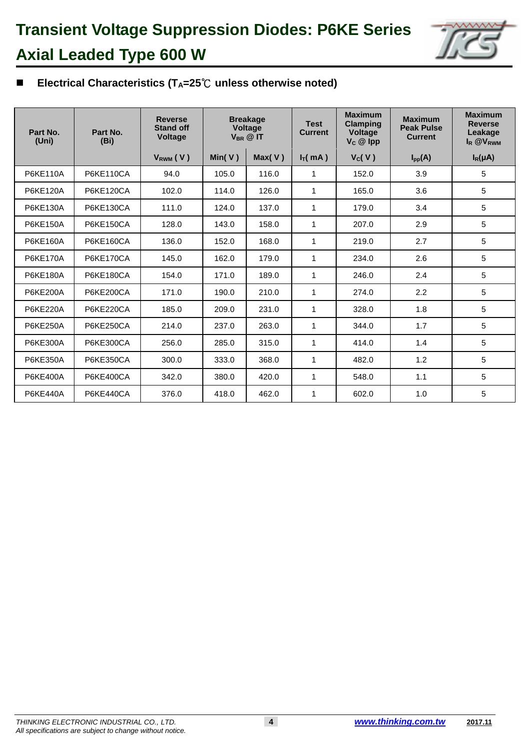# Transient Voltage Suppression Diodes: P6KE Series

# Axial Leaded Type 600 W

## ■ Electrical Characteristics ($T_A$=25℃ unless otherwise noted)

| Part No. (Uni) | Part No. (Bi) | Reverse Stand off Voltage | Breakage Voltage $V_{BR}$ @ IT | | Test Current | Maximum Clamping Voltage $V_C$ @ Ipp | Maximum Peak Pulse Current | Maximum Reverse Leakage $I_R$ @$V_{RWM}$ |
|---|---|---|---|---|---|---|---|---|
| | | $V_{RWM}$ ( V ) | Min( V ) | Max( V ) | $I_T$( mA ) | $V_C$( V ) | $I_{pp}$(A) | $I_R$(μA) |
| P6KE110A | P6KE110CA | 94.0 | 105.0 | 116.0 | 1 | 152.0 | 3.9 | 5 |
| P6KE120A | P6KE120CA | 102.0 | 114.0 | 126.0 | 1 | 165.0 | 3.6 | 5 |
| P6KE130A | P6KE130CA | 111.0 | 124.0 | 137.0 | 1 | 179.0 | 3.4 | 5 |
| P6KE150A | P6KE150CA | 128.0 | 143.0 | 158.0 | 1 | 207.0 | 2.9 | 5 |
| P6KE160A | P6KE160CA | 136.0 | 152.0 | 168.0 | 1 | 219.0 | 2.7 | 5 |
| P6KE170A | P6KE170CA | 145.0 | 162.0 | 179.0 | 1 | 234.0 | 2.6 | 5 |
| P6KE180A | P6KE180CA | 154.0 | 171.0 | 189.0 | 1 | 246.0 | 2.4 | 5 |
| P6KE200A | P6KE200CA | 171.0 | 190.0 | 210.0 | 1 | 274.0 | 2.2 | 5 |
| P6KE220A | P6KE220CA | 185.0 | 209.0 | 231.0 | 1 | 328.0 | 1.8 | 5 |
| P6KE250A | P6KE250CA | 214.0 | 237.0 | 263.0 | 1 | 344.0 | 1.7 | 5 |
| P6KE300A | P6KE300CA | 256.0 | 285.0 | 315.0 | 1 | 414.0 | 1.4 | 5 |
| P6KE350A | P6KE350CA | 300.0 | 333.0 | 368.0 | 1 | 482.0 | 1.2 | 5 |
| P6KE400A | P6KE400CA | 342.0 | 380.0 | 420.0 | 1 | 548.0 | 1.1 | 5 |
| P6KE440A | P6KE440CA | 376.0 | 418.0 | 462.0 | 1 | 602.0 | 1.0 | 5 |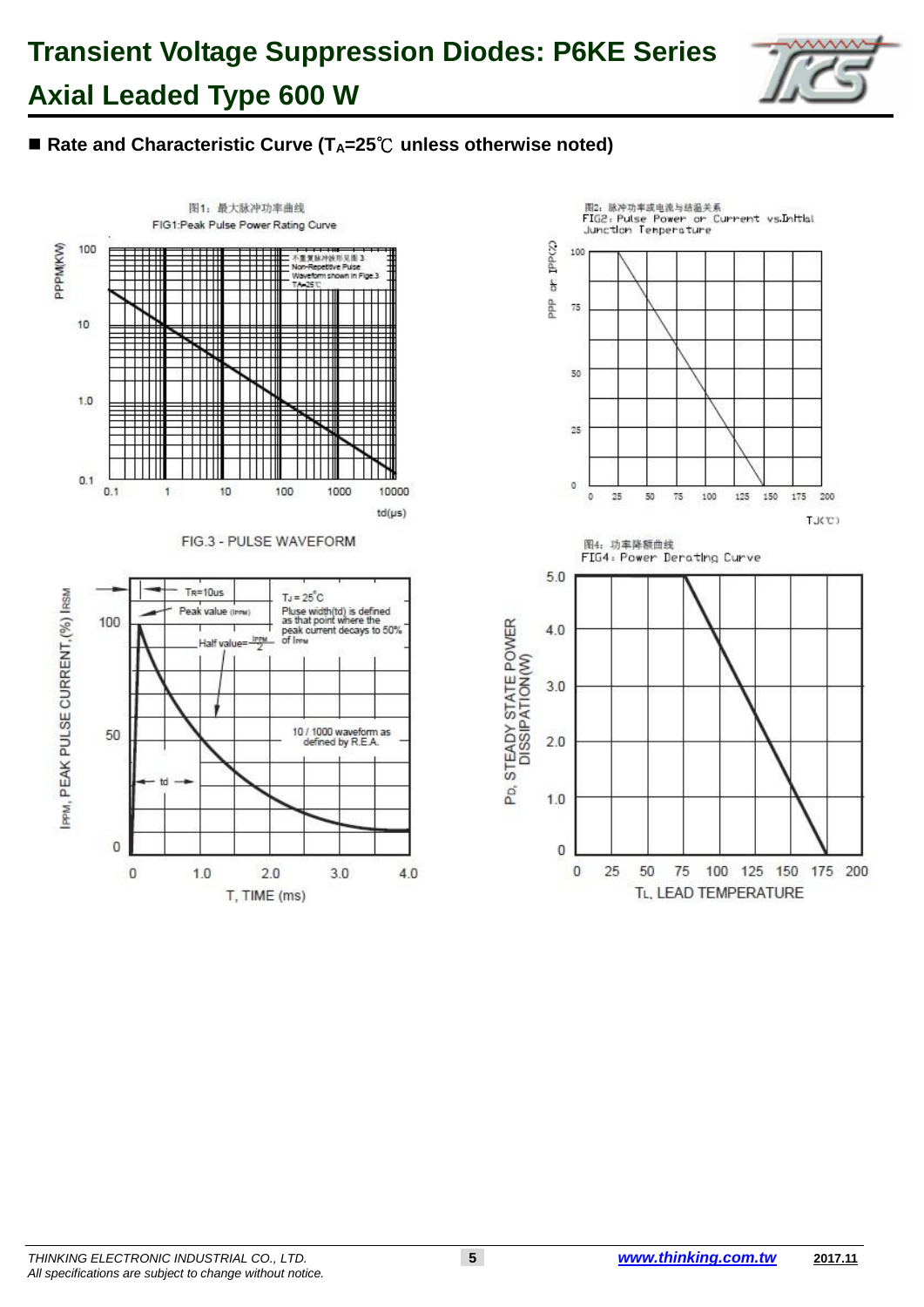■ **Rate and Characteristic Curve ($T_A$=25℃ unless otherwise noted)**

图1：最大脉冲功率曲线
FIG1:Peak Pulse Power Rating Curve

PPPM(KW)

100
10
1.0
0.1

0.1 1 10 100 1000 10000
td(µs)

不重复脉冲波形见图3
Non-Repetitive Pulse
Waveform shown in Fige.3
TA=25℃

图2：脉冲功率或电流与结温关系
FIG2: Pulse Power or Current vs.Initial Junction Temperature

PPP or IPP(%)

100
75
50
25
0

0 25 50 75 100 125 150 175 200
TJ(℃)

FIG.3 - PULSE WAVEFORM

IPPM, PEAK PULSE CURRENT,(%) IRSM

TR=10us
Peak value (IPPM)
Half value= IPPM/2
td
TJ = 25°C
Pluse width(td) is defined as that point where the peak current decays to 50% of IPPM
10 / 1000 waveform as defined by R.E.A.

100
50
0

0 1.0 2.0 3.0 4.0
T, TIME (ms)

图4：功率降额曲线
FIG4: Power Derating Curve

PD, STEADY STATE POWER DISSIPATION(W)

5.0
4.0
3.0
2.0
1.0
0

0 25 50 75 100 125 150 175 200
TL, LEAD TEMPERATURE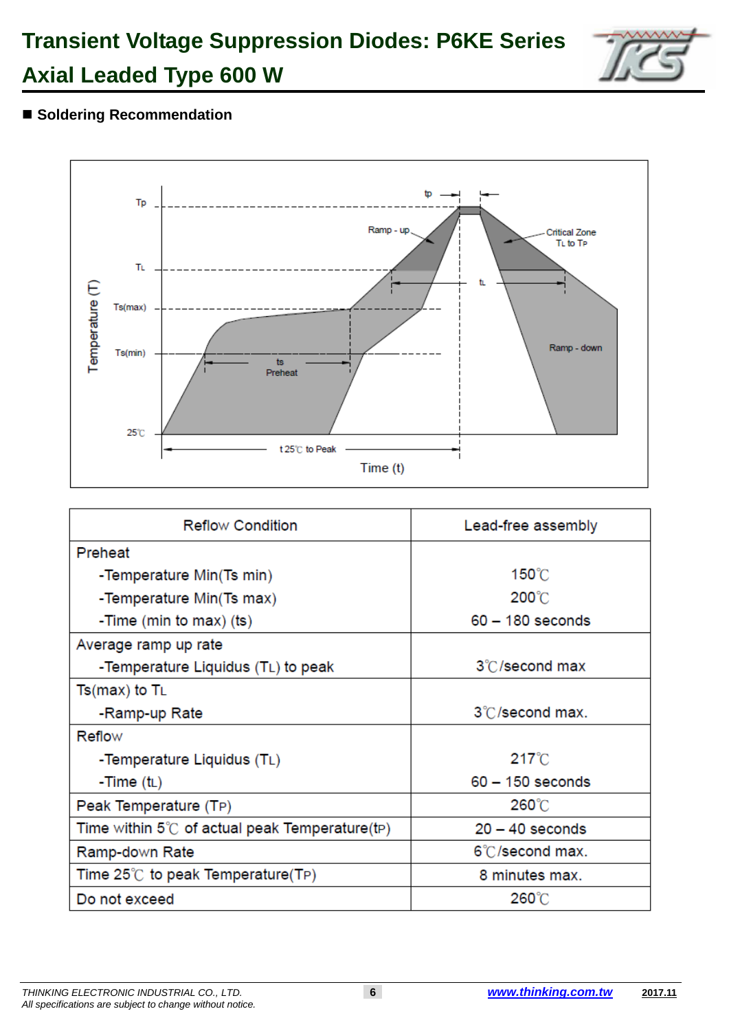# Transient Voltage Suppression Diodes: P6KE Series
# Axial Leaded Type 600 W

## ■ Soldering Recommendation

| Reflow Condition | Lead-free assembly |
|---|---|
| Preheat<br>-Temperature Min(Ts min)<br>-Temperature Min(Ts max)<br>-Time (min to max) (ts) | <br>150℃<br>200℃<br>60 – 180 seconds |
| Average ramp up rate<br>-Temperature Liquidus ($T_L$) to peak | <br>3℃/second max |
| Ts(max) to $T_L$<br>-Ramp-up Rate | <br>3℃/second max. |
| Reflow<br>-Temperature Liquidus ($T_L$)<br>-Time ($t_L$) | <br>217℃<br>60 – 150 seconds |
| Peak Temperature ($T_P$) | 260℃ |
| Time within 5℃ of actual peak Temperature($t_P$) | 20 – 40 seconds |
| Ramp-down Rate | 6℃/second max. |
| Time 25℃ to peak Temperature($T_P$) | 8 minutes max. |
| Do not exceed | 260℃ |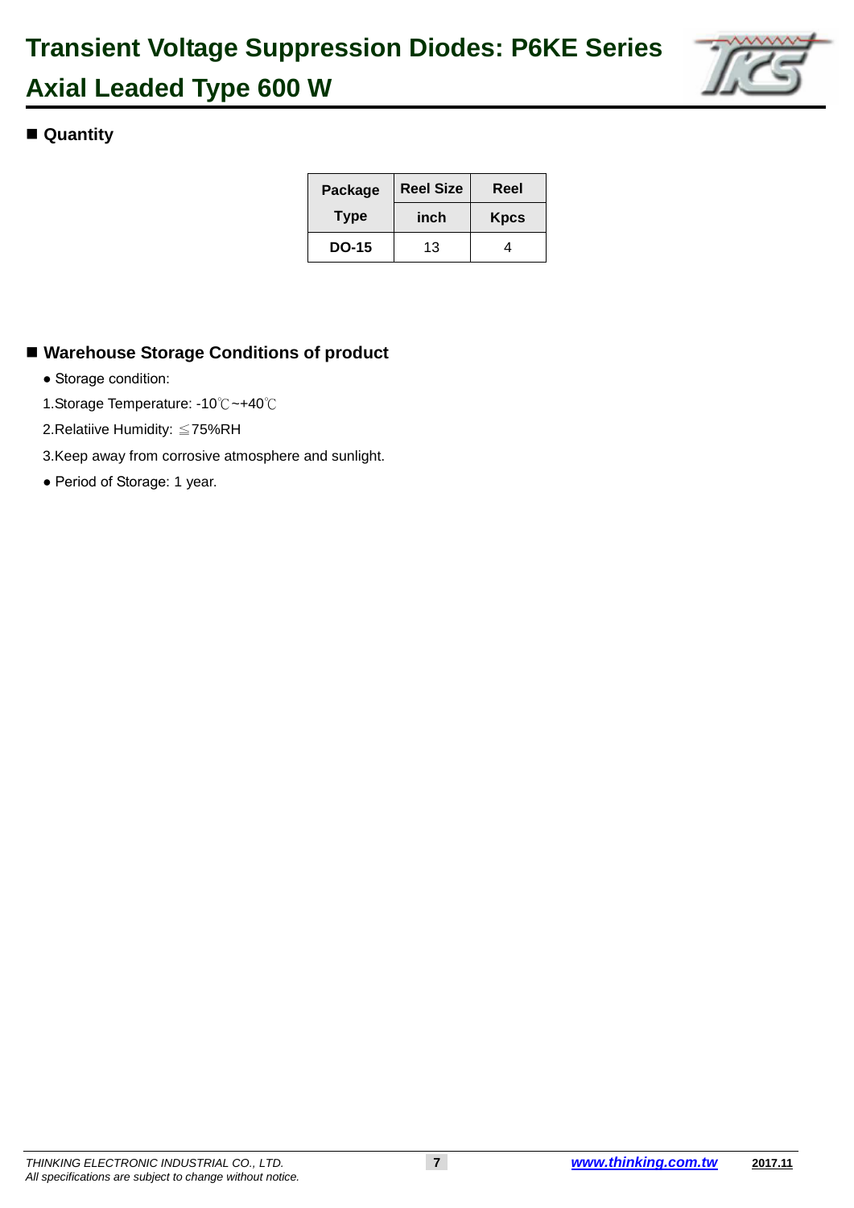# Transient Voltage Suppression Diodes: P6KE Series
# Axial Leaded Type 600 W

## ■ Quantity

| Package Type | Reel Size inch | Reel Kpcs |
|---|---|---|
| **DO-15** | 13 | 4 |

## ■ Warehouse Storage Conditions of product

● Storage condition:

1.Storage Temperature: -10℃~+40℃

2.Relatiive Humidity: ≦75%RH

3.Keep away from corrosive atmosphere and sunlight.

● Period of Storage: 1 year.

*THINKING ELECTRONIC INDUSTRIAL CO., LTD.*
*All specifications are subject to change without notice.*

**www.thinking.com.tw** **2017.11**